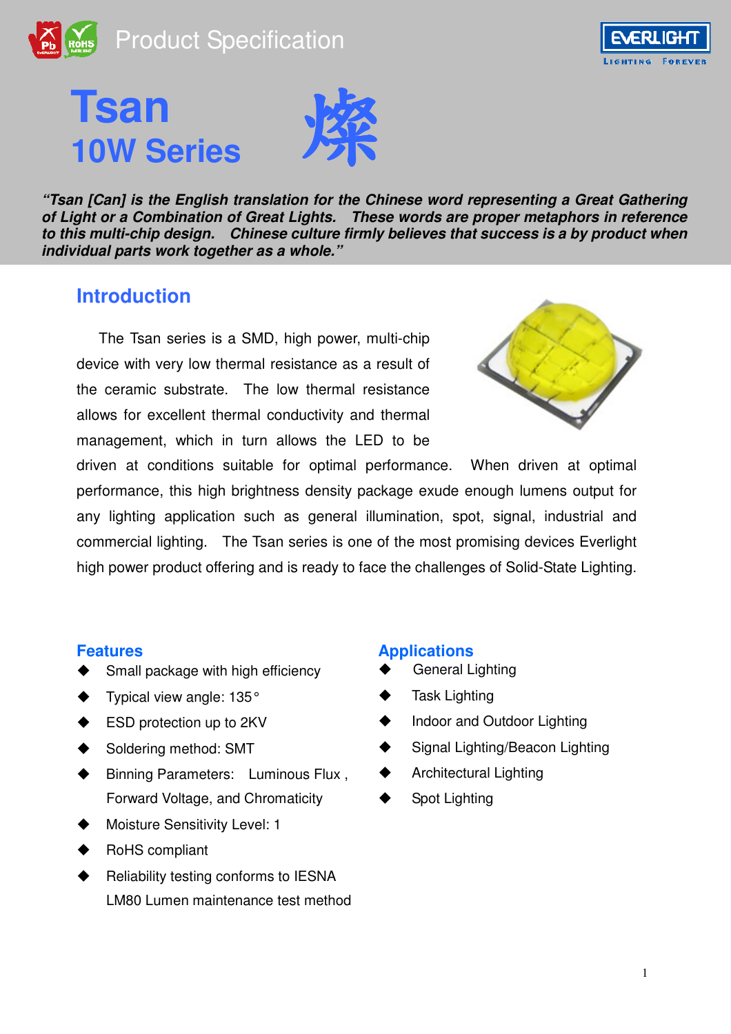Product Specification

# Tsan 燦

## 10W Series

***"Tsan [Can] is the English translation for the Chinese word representing a Great Gathering of Light or a Combination of Great Lights. These words are proper metaphors in reference to this multi-chip design. Chinese culture firmly believes that success is a by product when individual parts work together as a whole."***

## Introduction

The Tsan series is a SMD, high power, multi-chip device with very low thermal resistance as a result of the ceramic substrate. The low thermal resistance allows for excellent thermal conductivity and thermal management, which in turn allows the LED to be driven at conditions suitable for optimal performance. When driven at optimal performance, this high brightness density package exude enough lumens output for any lighting application such as general illumination, spot, signal, industrial and commercial lighting. The Tsan series is one of the most promising devices Everlight high power product offering and is ready to face the challenges of Solid-State Lighting.

## Features

- Small package with high efficiency
- Typical view angle: 135°
- ESD protection up to 2KV
- Soldering method: SMT
- Binning Parameters: Luminous Flux , Forward Voltage, and Chromaticity
- Moisture Sensitivity Level: 1
- RoHS compliant
- Reliability testing conforms to IESNA LM80 Lumen maintenance test method

## Applications

- General Lighting
- Task Lighting
- Indoor and Outdoor Lighting
- Signal Lighting/Beacon Lighting
- Architectural Lighting
- Spot Lighting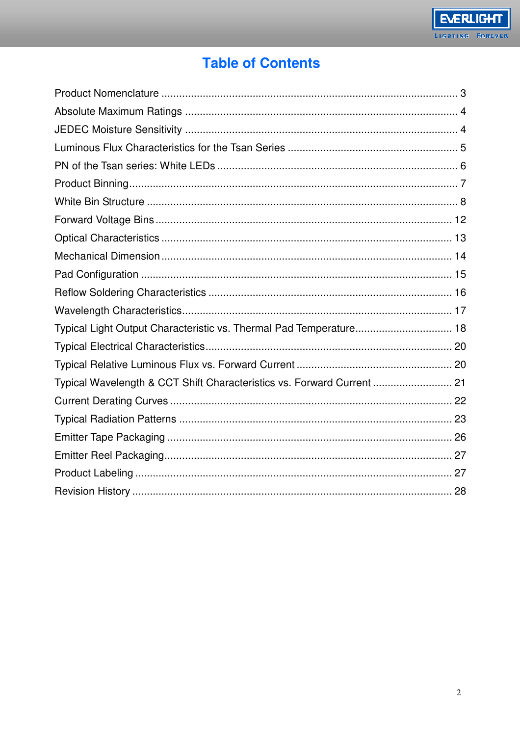# Table of Contents

Product Nomenclature .................................................................................................... 3

Absolute Maximum Ratings ............................................................................................ 4

JEDEC Moisture Sensitivity ............................................................................................ 4

Luminous Flux Characteristics for the Tsan Series .......................................................... 5

PN of the Tsan series: White LEDs ................................................................................. 6

Product Binning............................................................................................................... 7

White Bin Structure ......................................................................................................... 8

Forward Voltage Bins .................................................................................................... 12

Optical Characteristics .................................................................................................. 13

Mechanical Dimension .................................................................................................. 14

Pad Configuration ......................................................................................................... 15

Reflow Soldering Characteristics .................................................................................. 16

Wavelength Characteristics........................................................................................... 17

Typical Light Output Characteristic vs. Thermal Pad Temperature................................. 18

Typical Electrical Characteristics.................................................................................... 20

Typical Relative Luminous Flux vs. Forward Current ..................................................... 20

Typical Wavelength & CCT Shift Characteristics vs. Forward Current ........................... 21

Current Derating Curves ................................................................................................ 22

Typical Radiation Patterns ............................................................................................ 23

Emitter Tape Packaging ................................................................................................ 26

Emitter Reel Packaging.................................................................................................. 27

Product Labeling ........................................................................................................... 27

Revision History ............................................................................................................ 28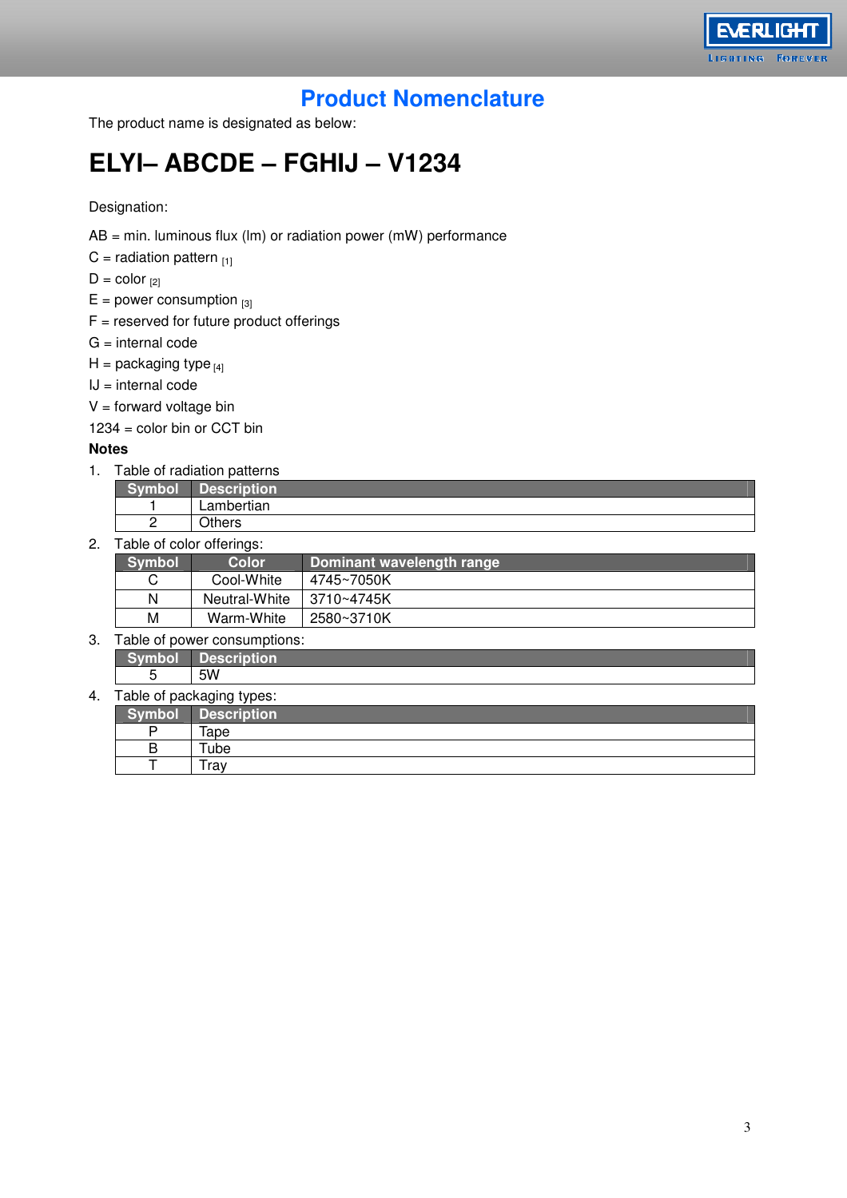# Product Nomenclature

The product name is designated as below:

## ELYI– ABCDE – FGHIJ – V1234

Designation:

AB = min. luminous flux (lm) or radiation power (mW) performance

C = radiation pattern [1]

D = color [2]

E = power consumption [3]

F = reserved for future product offerings

G = internal code

H = packaging type [4]

IJ = internal code

V = forward voltage bin

1234 = color bin or CCT bin

**Notes**

1. Table of radiation patterns

| Symbol | Description |
|---|---|
| 1 | Lambertian |
| 2 | Others |

2. Table of color offerings:

| Symbol | Color | Dominant wavelength range |
|---|---|---|
| C | Cool-White | 4745~7050K |
| N | Neutral-White | 3710~4745K |
| M | Warm-White | 2580~3710K |

3. Table of power consumptions:

| Symbol | Description |
|---|---|
| 5 | 5W |

4. Table of packaging types:

| Symbol | Description |
|---|---|
| P | Tape |
| B | Tube |
| T | Tray |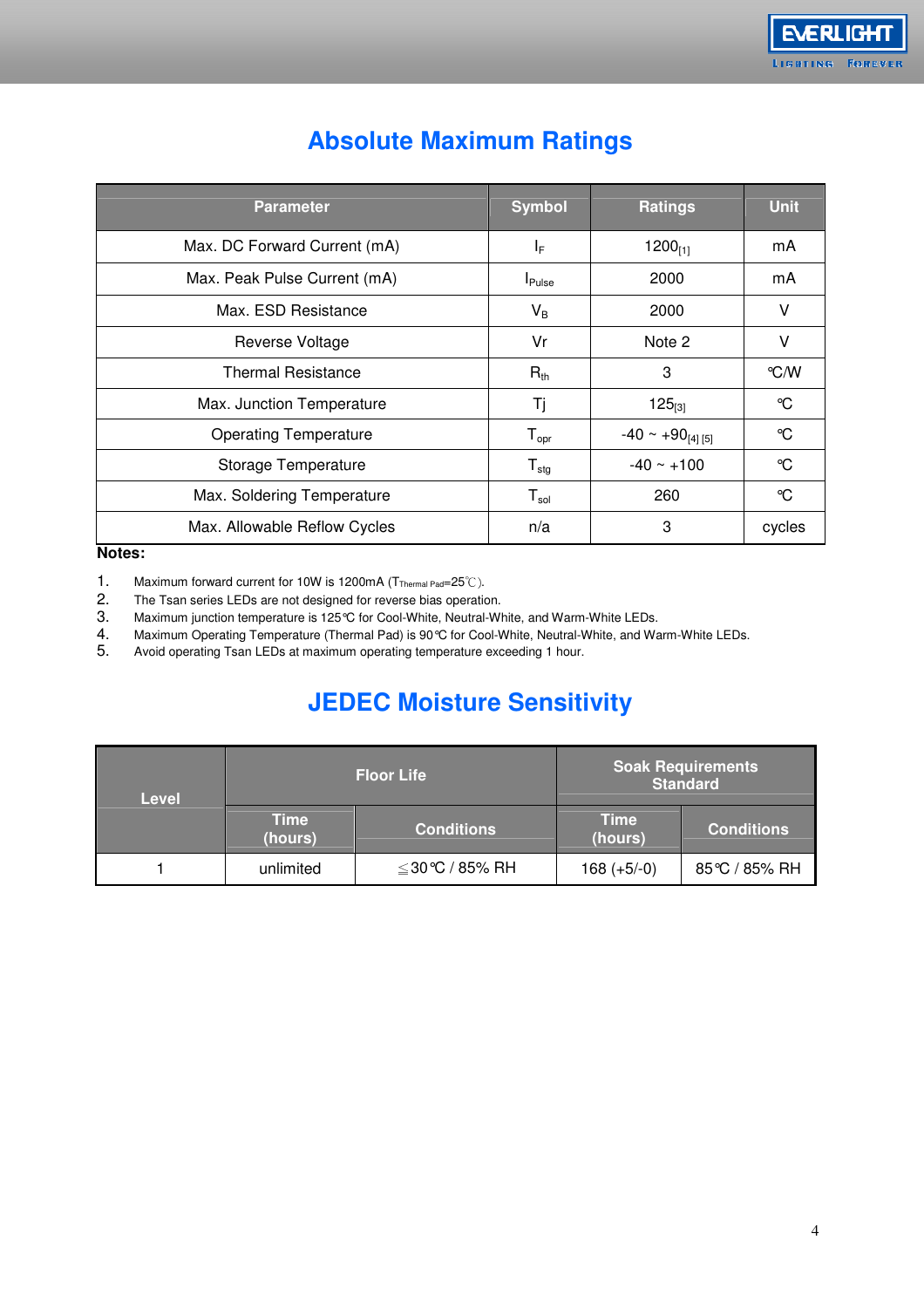# Absolute Maximum Ratings

| Parameter | Symbol | Ratings | Unit |
|---|---|---|---|
| Max. DC Forward Current (mA) | $I_F$ | 1200[1] | mA |
| Max. Peak Pulse Current (mA) | $I_{Pulse}$ | 2000 | mA |
| Max. ESD Resistance | $V_B$ | 2000 | V |
| Reverse Voltage | Vr | Note 2 | V |
| Thermal Resistance | $R_{th}$ | 3 | ℃/W |
| Max. Junction Temperature | Tj | 125[3] | ℃ |
| Operating Temperature | $T_{opr}$ | -40 ~ +90[4] [5] | ℃ |
| Storage Temperature | $T_{stg}$ | -40 ~ +100 | ℃ |
| Max. Soldering Temperature | $T_{sol}$ | 260 | ℃ |
| Max. Allowable Reflow Cycles | n/a | 3 | cycles |

**Notes:**

1. Maximum forward current for 10W is 1200mA ($T_{Thermal\ Pad}$=25℃).
2. The Tsan series LEDs are not designed for reverse bias operation.
3. Maximum junction temperature is 125℃ for Cool-White, Neutral-White, and Warm-White LEDs.
4. Maximum Operating Temperature (Thermal Pad) is 90℃ for Cool-White, Neutral-White, and Warm-White LEDs.
5. Avoid operating Tsan LEDs at maximum operating temperature exceeding 1 hour.

# JEDEC Moisture Sensitivity

| Level | Floor Life | | Soak Requirements Standard | |
|---|---|---|---|---|
| | Time (hours) | Conditions | Time (hours) | Conditions |
| 1 | unlimited | ≦30℃ / 85% RH | 168 (+5/-0) | 85℃ / 85% RH |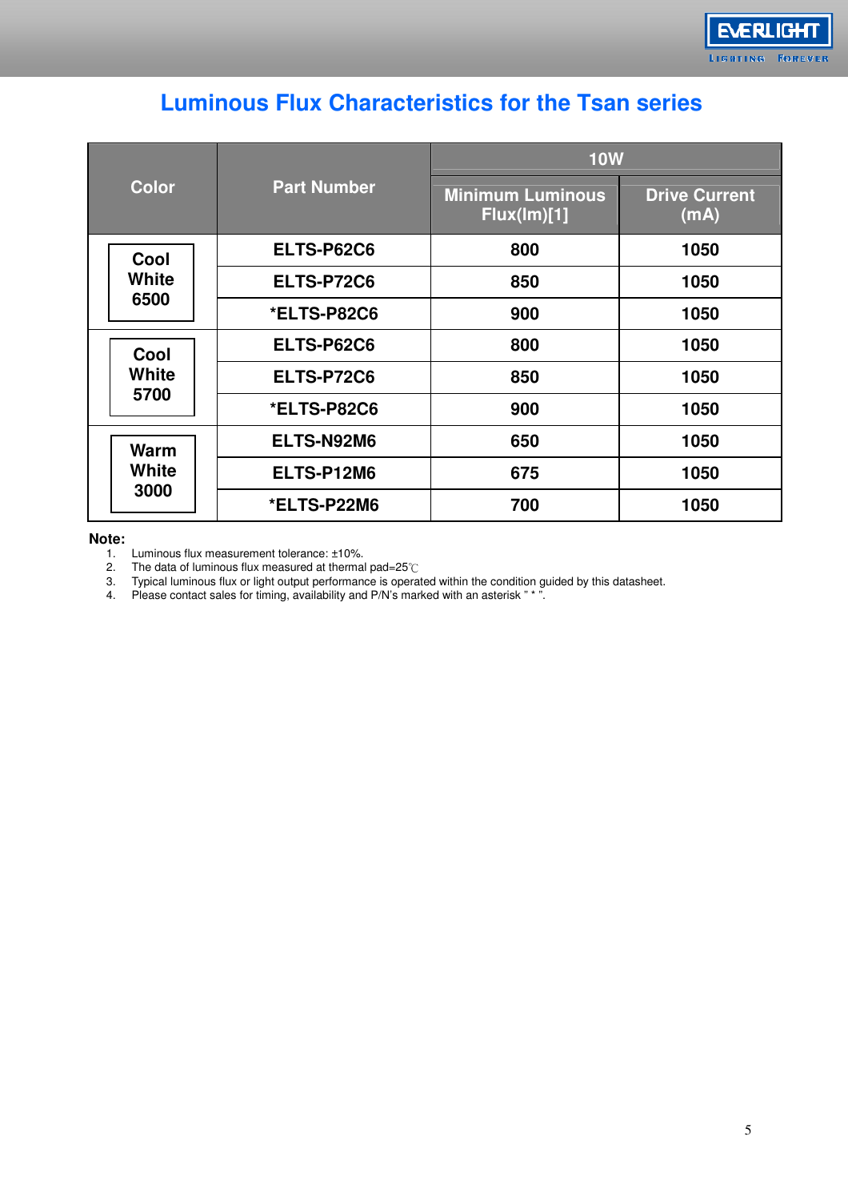# Luminous Flux Characteristics for the Tsan series

| Color | Part Number | 10W | |
|---|---|---|---|
| | | Minimum Luminous Flux(lm)[1] | Drive Current (mA) |
| Cool White 6500 | ELTS-P62C6 | 800 | 1050 |
| | ELTS-P72C6 | 850 | 1050 |
| | *ELTS-P82C6 | 900 | 1050 |
| Cool White 5700 | ELTS-P62C6 | 800 | 1050 |
| | ELTS-P72C6 | 850 | 1050 |
| | *ELTS-P82C6 | 900 | 1050 |
| Warm White 3000 | ELTS-N92M6 | 650 | 1050 |
| | ELTS-P12M6 | 675 | 1050 |
| | *ELTS-P22M6 | 700 | 1050 |

**Note:**

1. Luminous flux measurement tolerance: ±10%.
2. The data of luminous flux measured at thermal pad=25℃
3. Typical luminous flux or light output performance is operated within the condition guided by this datasheet.
4. Please contact sales for timing, availability and P/N's marked with an asterisk " * ".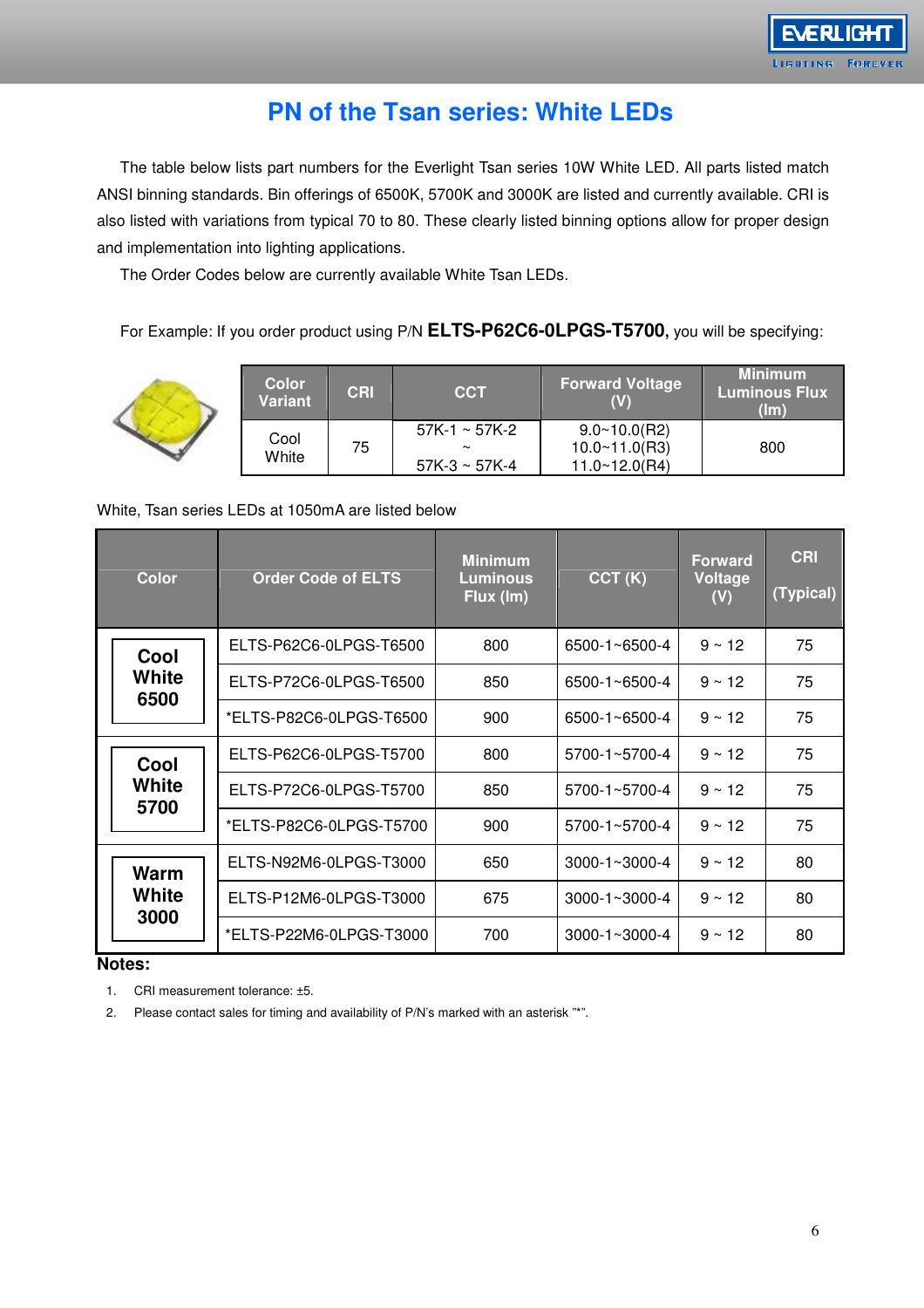# PN of the Tsan series: White LEDs

The table below lists part numbers for the Everlight Tsan series 10W White LED. All parts listed match ANSI binning standards. Bin offerings of 6500K, 5700K and 3000K are listed and currently available. CRI is also listed with variations from typical 70 to 80. These clearly listed binning options allow for proper design and implementation into lighting applications.

The Order Codes below are currently available White Tsan LEDs.

For Example: If you order product using P/N **ELTS-P62C6-0LPGS-T5700,** you will be specifying:

| Color Variant | CRI | CCT | Forward Voltage (V) | Minimum Luminous Flux (lm) |
|---|---|---|---|---|
| Cool White | 75 | 57K-1 ~ 57K-2 ~ 57K-3 ~ 57K-4 | 9.0~10.0(R2) 10.0~11.0(R3) 11.0~12.0(R4) | 800 |

White, Tsan series LEDs at 1050mA are listed below

| Color | Order Code of ELTS | Minimum Luminous Flux (lm) | CCT (K) | Forward Voltage (V) | CRI (Typical) |
|---|---|---|---|---|---|
| **Cool White 6500** | ELTS-P62C6-0LPGS-T6500 | 800 | 6500-1~6500-4 | 9 ~ 12 | 75 |
| | ELTS-P72C6-0LPGS-T6500 | 850 | 6500-1~6500-4 | 9 ~ 12 | 75 |
| | *ELTS-P82C6-0LPGS-T6500 | 900 | 6500-1~6500-4 | 9 ~ 12 | 75 |
| **Cool White 5700** | ELTS-P62C6-0LPGS-T5700 | 800 | 5700-1~5700-4 | 9 ~ 12 | 75 |
| | ELTS-P72C6-0LPGS-T5700 | 850 | 5700-1~5700-4 | 9 ~ 12 | 75 |
| | *ELTS-P82C6-0LPGS-T5700 | 900 | 5700-1~5700-4 | 9 ~ 12 | 75 |
| **Warm White 3000** | ELTS-N92M6-0LPGS-T3000 | 650 | 3000-1~3000-4 | 9 ~ 12 | 80 |
| | ELTS-P12M6-0LPGS-T3000 | 675 | 3000-1~3000-4 | 9 ~ 12 | 80 |
| | *ELTS-P22M6-0LPGS-T3000 | 700 | 3000-1~3000-4 | 9 ~ 12 | 80 |

**Notes:**

1. CRI measurement tolerance: ±5.
2. Please contact sales for timing and availability of P/N's marked with an asterisk "*".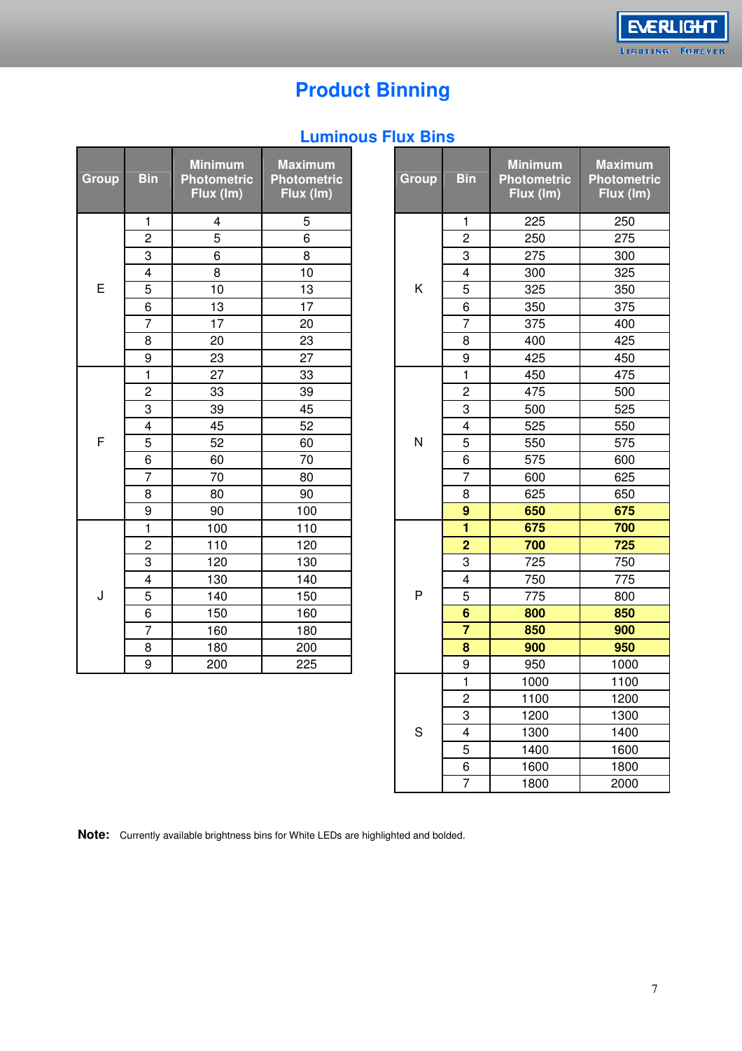# Product Binning

## Luminous Flux Bins

| Group | Bin | Minimum Photometric Flux (lm) | Maximum Photometric Flux (lm) |
|---|---|---|---|
| E | 1 | 4 | 5 |
| | 2 | 5 | 6 |
| | 3 | 6 | 8 |
| | 4 | 8 | 10 |
| | 5 | 10 | 13 |
| | 6 | 13 | 17 |
| | 7 | 17 | 20 |
| | 8 | 20 | 23 |
| | 9 | 23 | 27 |
| F | 1 | 27 | 33 |
| | 2 | 33 | 39 |
| | 3 | 39 | 45 |
| | 4 | 45 | 52 |
| | 5 | 52 | 60 |
| | 6 | 60 | 70 |
| | 7 | 70 | 80 |
| | 8 | 80 | 90 |
| | 9 | 90 | 100 |
| J | 1 | 100 | 110 |
| | 2 | 110 | 120 |
| | 3 | 120 | 130 |
| | 4 | 130 | 140 |
| | 5 | 140 | 150 |
| | 6 | 150 | 160 |
| | 7 | 160 | 180 |
| | 8 | 180 | 200 |
| | 9 | 200 | 225 |

| Group | Bin | Minimum Photometric Flux (lm) | Maximum Photometric Flux (lm) |
|---|---|---|---|
| K | 1 | 225 | 250 |
| | 2 | 250 | 275 |
| | 3 | 275 | 300 |
| | 4 | 300 | 325 |
| | 5 | 325 | 350 |
| | 6 | 350 | 375 |
| | 7 | 375 | 400 |
| | 8 | 400 | 425 |
| | 9 | 425 | 450 |
| N | 1 | 450 | 475 |
| | 2 | 475 | 500 |
| | 3 | 500 | 525 |
| | 4 | 525 | 550 |
| | 5 | 550 | 575 |
| | 6 | 575 | 600 |
| | 7 | 600 | 625 |
| | 8 | 625 | 650 |
| | **9** | **650** | **675** |
| P | **1** | **675** | **700** |
| | **2** | **700** | **725** |
| | 3 | 725 | 750 |
| | 4 | 750 | 775 |
| | 5 | 775 | 800 |
| | **6** | **800** | **850** |
| | **7** | **850** | **900** |
| | **8** | **900** | **950** |
| | 9 | 950 | 1000 |
| S | 1 | 1000 | 1100 |
| | 2 | 1100 | 1200 |
| | 3 | 1200 | 1300 |
| | 4 | 1300 | 1400 |
| | 5 | 1400 | 1600 |
| | 6 | 1600 | 1800 |
| | 7 | 1800 | 2000 |

**Note:** Currently available brightness bins for White LEDs are highlighted and bolded.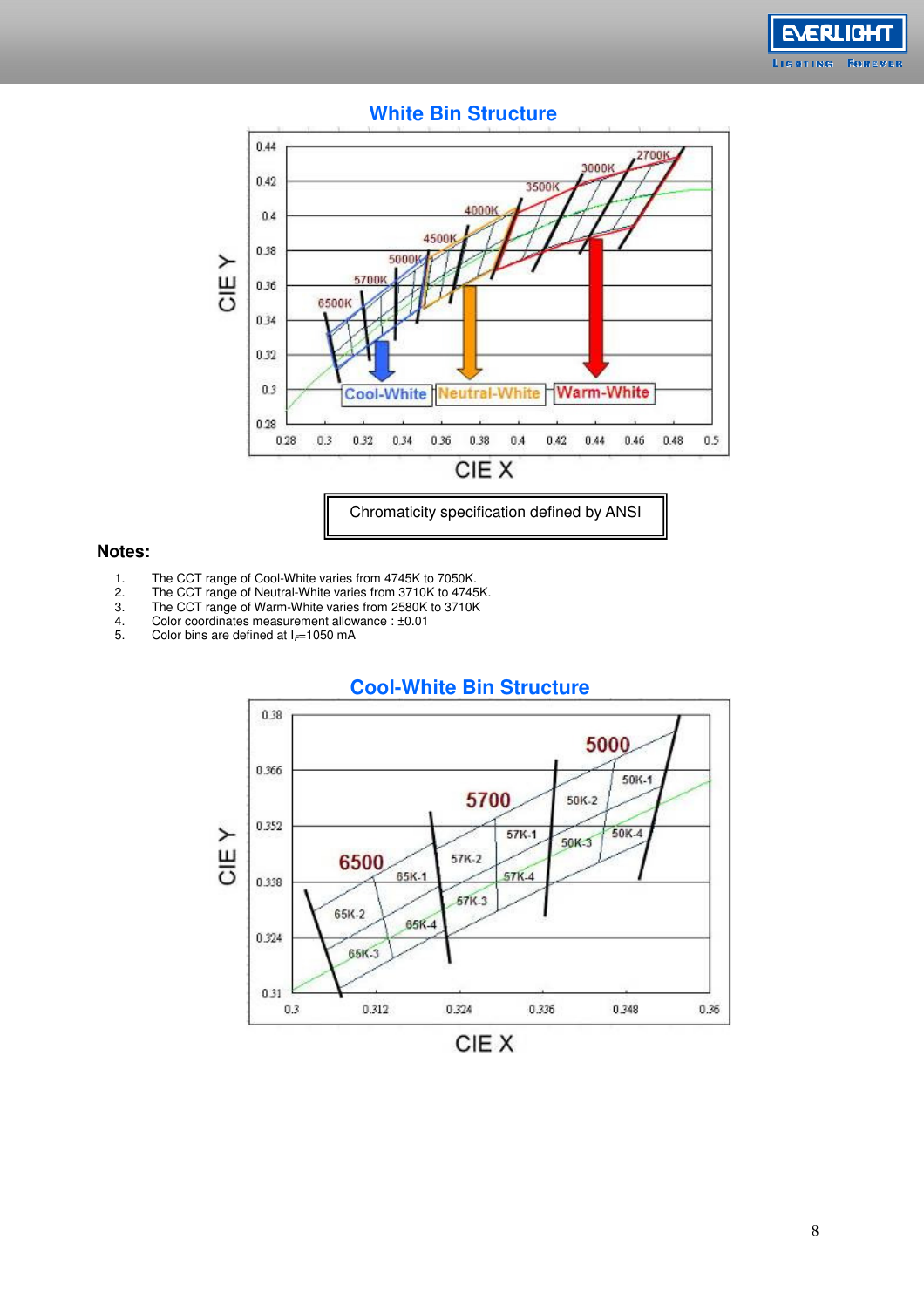## White Bin Structure

Chromaticity specification defined by ANSI

**Notes:**

1. The CCT range of Cool-White varies from 4745K to 7050K.
2. The CCT range of Neutral-White varies from 3710K to 4745K.
3. The CCT range of Warm-White varies from 2580K to 3710K
4. Color coordinates measurement allowance : ±0.01
5. Color bins are defined at $I_F$=1050 mA

## Cool-White Bin Structure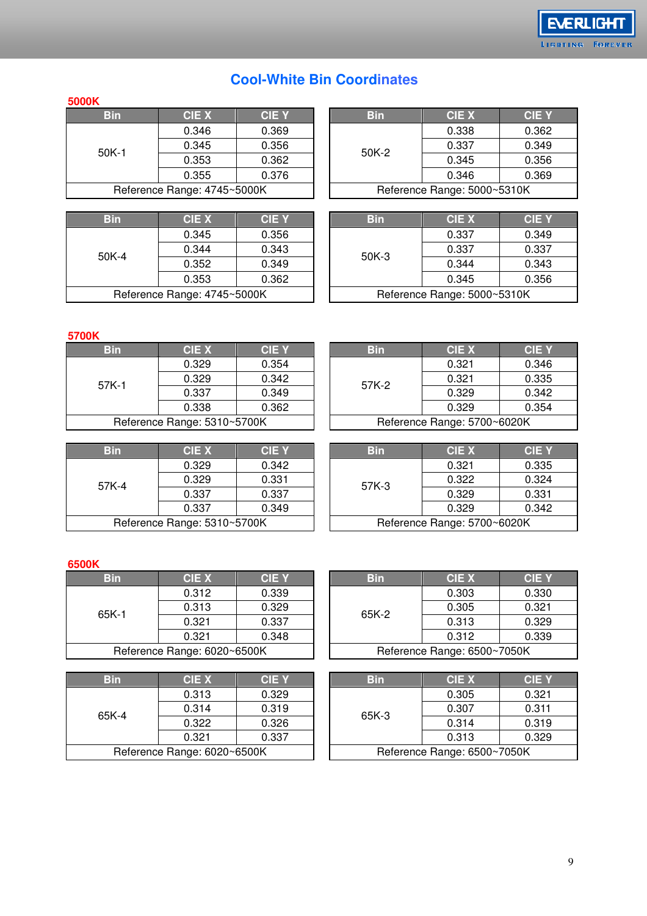# Cool-White Bin Coordinates

## 5000K

| Bin | CIE X | CIE Y |
|---|---|---|
| 50K-1 | 0.346 | 0.369 |
| | 0.345 | 0.356 |
| | 0.353 | 0.362 |
| | 0.355 | 0.376 |
| Reference Range: 4745~5000K | | |

| Bin | CIE X | CIE Y |
|---|---|---|
| 50K-2 | 0.338 | 0.362 |
| | 0.337 | 0.349 |
| | 0.345 | 0.356 |
| | 0.346 | 0.369 |
| Reference Range: 5000~5310K | | |

| Bin | CIE X | CIE Y |
|---|---|---|
| 50K-4 | 0.345 | 0.356 |
| | 0.344 | 0.343 |
| | 0.352 | 0.349 |
| | 0.353 | 0.362 |
| Reference Range: 4745~5000K | | |

| Bin | CIE X | CIE Y |
|---|---|---|
| 50K-3 | 0.337 | 0.349 |
| | 0.337 | 0.337 |
| | 0.344 | 0.343 |
| | 0.345 | 0.356 |
| Reference Range: 5000~5310K | | |

## 5700K

| Bin | CIE X | CIE Y |
|---|---|---|
| 57K-1 | 0.329 | 0.354 |
| | 0.329 | 0.342 |
| | 0.337 | 0.349 |
| | 0.338 | 0.362 |
| Reference Range: 5310~5700K | | |

| Bin | CIE X | CIE Y |
|---|---|---|
| 57K-2 | 0.321 | 0.346 |
| | 0.321 | 0.335 |
| | 0.329 | 0.342 |
| | 0.329 | 0.354 |
| Reference Range: 5700~6020K | | |

| Bin | CIE X | CIE Y |
|---|---|---|
| 57K-4 | 0.329 | 0.342 |
| | 0.329 | 0.331 |
| | 0.337 | 0.337 |
| | 0.337 | 0.349 |
| Reference Range: 5310~5700K | | |

| Bin | CIE X | CIE Y |
|---|---|---|
| 57K-3 | 0.321 | 0.335 |
| | 0.322 | 0.324 |
| | 0.329 | 0.331 |
| | 0.329 | 0.342 |
| Reference Range: 5700~6020K | | |

## 6500K

| Bin | CIE X | CIE Y |
|---|---|---|
| 65K-1 | 0.312 | 0.339 |
| | 0.313 | 0.329 |
| | 0.321 | 0.337 |
| | 0.321 | 0.348 |
| Reference Range: 6020~6500K | | |

| Bin | CIE X | CIE Y |
|---|---|---|
| 65K-2 | 0.303 | 0.330 |
| | 0.305 | 0.321 |
| | 0.313 | 0.329 |
| | 0.312 | 0.339 |
| Reference Range: 6500~7050K | | |

| Bin | CIE X | CIE Y |
|---|---|---|
| 65K-4 | 0.313 | 0.329 |
| | 0.314 | 0.319 |
| | 0.322 | 0.326 |
| | 0.321 | 0.337 |
| Reference Range: 6020~6500K | | |

| Bin | CIE X | CIE Y |
|---|---|---|
| 65K-3 | 0.305 | 0.321 |
| | 0.307 | 0.311 |
| | 0.314 | 0.319 |
| | 0.313 | 0.329 |
| Reference Range: 6500~7050K | | |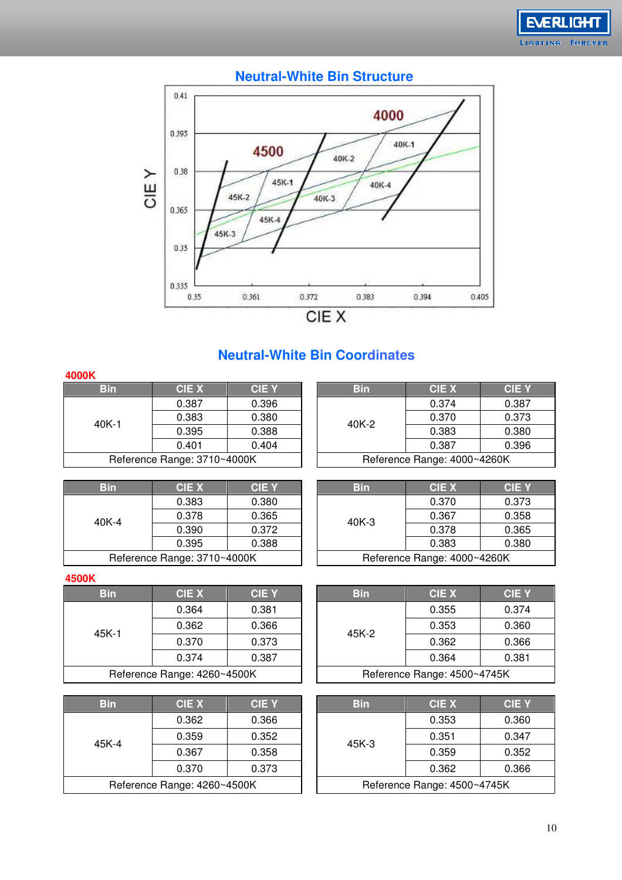## Neutral-White Bin Structure

## Neutral-White Bin Coordinates

**4000K**

| Bin | CIE X | CIE Y |
|---|---|---|
| 40K-1 | 0.387 | 0.396 |
| | 0.383 | 0.380 |
| | 0.395 | 0.388 |
| | 0.401 | 0.404 |
| Reference Range: 3710~4000K | | |

| Bin | CIE X | CIE Y |
|---|---|---|
| 40K-2 | 0.374 | 0.387 |
| | 0.370 | 0.373 |
| | 0.383 | 0.380 |
| | 0.387 | 0.396 |
| Reference Range: 4000~4260K | | |

| Bin | CIE X | CIE Y |
|---|---|---|
| 40K-4 | 0.383 | 0.380 |
| | 0.378 | 0.365 |
| | 0.390 | 0.372 |
| | 0.395 | 0.388 |
| Reference Range: 3710~4000K | | |

| Bin | CIE X | CIE Y |
|---|---|---|
| 40K-3 | 0.370 | 0.373 |
| | 0.367 | 0.358 |
| | 0.378 | 0.365 |
| | 0.383 | 0.380 |
| Reference Range: 4000~4260K | | |

**4500K**

| Bin | CIE X | CIE Y |
|---|---|---|
| 45K-1 | 0.364 | 0.381 |
| | 0.362 | 0.366 |
| | 0.370 | 0.373 |
| | 0.374 | 0.387 |
| Reference Range: 4260~4500K | | |

| Bin | CIE X | CIE Y |
|---|---|---|
| 45K-2 | 0.355 | 0.374 |
| | 0.353 | 0.360 |
| | 0.362 | 0.366 |
| | 0.364 | 0.381 |
| Reference Range: 4500~4745K | | |

| Bin | CIE X | CIE Y |
|---|---|---|
| 45K-4 | 0.362 | 0.366 |
| | 0.359 | 0.352 |
| | 0.367 | 0.358 |
| | 0.370 | 0.373 |
| Reference Range: 4260~4500K | | |

| Bin | CIE X | CIE Y |
|---|---|---|
| 45K-3 | 0.353 | 0.360 |
| | 0.351 | 0.347 |
| | 0.359 | 0.352 |
| | 0.362 | 0.366 |
| Reference Range: 4500~4745K | | |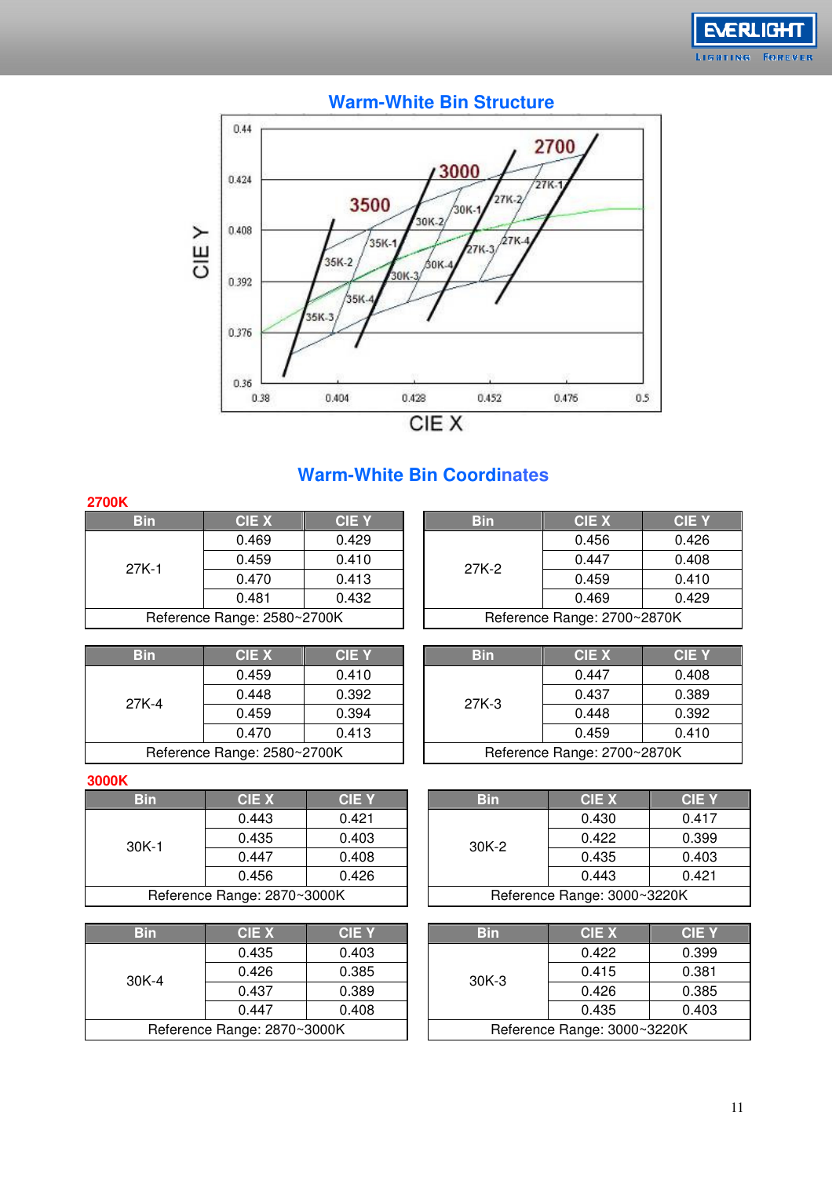## Warm-White Bin Structure

## Warm-White Bin Coordinates

**2700K**

| Bin | CIE X | CIE Y |
|---|---|---|
| 27K-1 | 0.469 | 0.429 |
| | 0.459 | 0.410 |
| | 0.470 | 0.413 |
| | 0.481 | 0.432 |
| Reference Range: 2580~2700K | | |

| Bin | CIE X | CIE Y |
|---|---|---|
| 27K-2 | 0.456 | 0.426 |
| | 0.447 | 0.408 |
| | 0.459 | 0.410 |
| | 0.469 | 0.429 |
| Reference Range: 2700~2870K | | |

| Bin | CIE X | CIE Y |
|---|---|---|
| 27K-4 | 0.459 | 0.410 |
| | 0.448 | 0.392 |
| | 0.459 | 0.394 |
| | 0.470 | 0.413 |
| Reference Range: 2580~2700K | | |

| Bin | CIE X | CIE Y |
|---|---|---|
| 27K-3 | 0.447 | 0.408 |
| | 0.437 | 0.389 |
| | 0.448 | 0.392 |
| | 0.459 | 0.410 |
| Reference Range: 2700~2870K | | |

**3000K**

| Bin | CIE X | CIE Y |
|---|---|---|
| 30K-1 | 0.443 | 0.421 |
| | 0.435 | 0.403 |
| | 0.447 | 0.408 |
| | 0.456 | 0.426 |
| Reference Range: 2870~3000K | | |

| Bin | CIE X | CIE Y |
|---|---|---|
| 30K-2 | 0.430 | 0.417 |
| | 0.422 | 0.399 |
| | 0.435 | 0.403 |
| | 0.443 | 0.421 |
| Reference Range: 3000~3220K | | |

| Bin | CIE X | CIE Y |
|---|---|---|
| 30K-4 | 0.435 | 0.403 |
| | 0.426 | 0.385 |
| | 0.437 | 0.389 |
| | 0.447 | 0.408 |
| Reference Range: 2870~3000K | | |

| Bin | CIE X | CIE Y |
|---|---|---|
| 30K-3 | 0.422 | 0.399 |
| | 0.415 | 0.381 |
| | 0.426 | 0.385 |
| | 0.435 | 0.403 |
| Reference Range: 3000~3220K | | |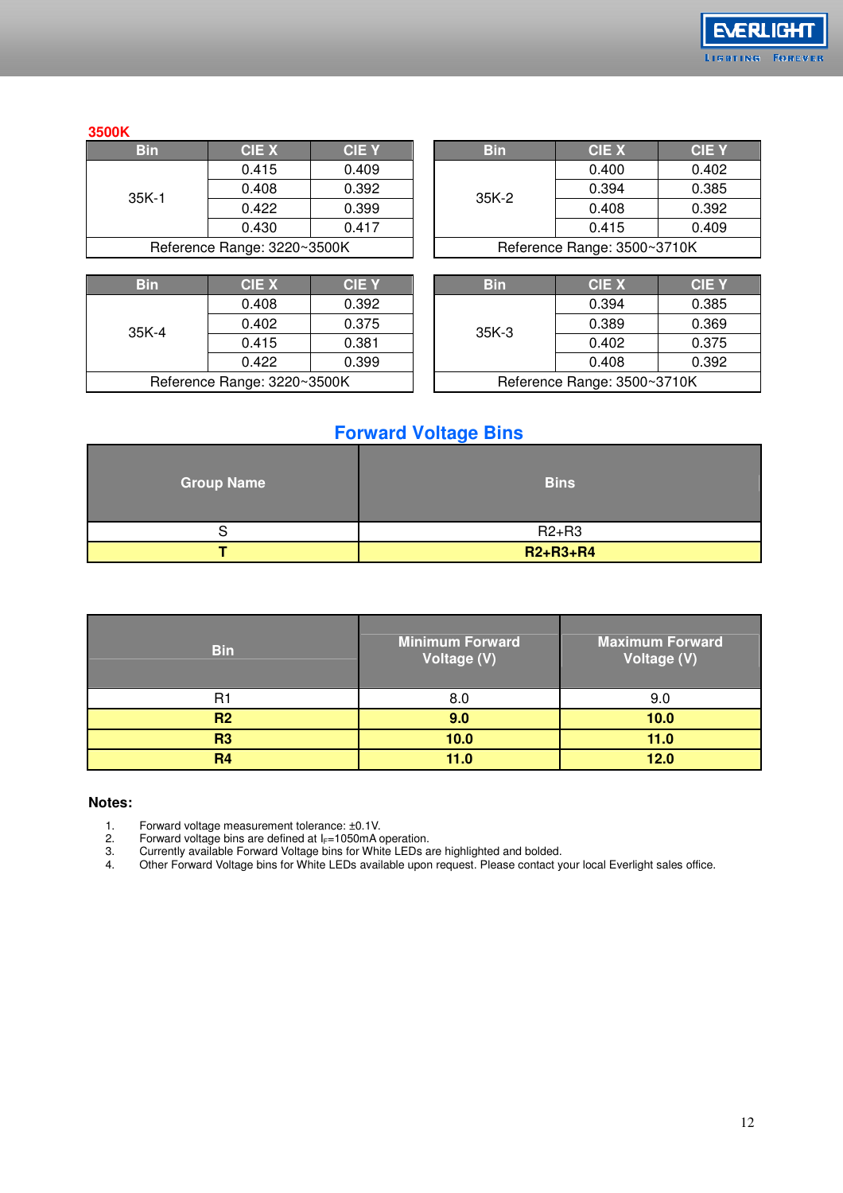**3500K**

| Bin | CIE X | CIE Y |
|---|---|---|
| 35K-1 | 0.415 | 0.409 |
| | 0.408 | 0.392 |
| | 0.422 | 0.399 |
| | 0.430 | 0.417 |
| Reference Range: 3220~3500K | | |

| Bin | CIE X | CIE Y |
|---|---|---|
| 35K-2 | 0.400 | 0.402 |
| | 0.394 | 0.385 |
| | 0.408 | 0.392 |
| | 0.415 | 0.409 |
| Reference Range: 3500~3710K | | |

| Bin | CIE X | CIE Y |
|---|---|---|
| 35K-4 | 0.408 | 0.392 |
| | 0.402 | 0.375 |
| | 0.415 | 0.381 |
| | 0.422 | 0.399 |
| Reference Range: 3220~3500K | | |

| Bin | CIE X | CIE Y |
|---|---|---|
| 35K-3 | 0.394 | 0.385 |
| | 0.389 | 0.369 |
| | 0.402 | 0.375 |
| | 0.408 | 0.392 |
| Reference Range: 3500~3710K | | |

## Forward Voltage Bins

| Group Name | Bins |
|---|---|
| S | R2+R3 |
| **T** | **R2+R3+R4** |

| Bin | Minimum Forward Voltage (V) | Maximum Forward Voltage (V) |
|---|---|---|
| R1 | 8.0 | 9.0 |
| **R2** | **9.0** | **10.0** |
| **R3** | **10.0** | **11.0** |
| **R4** | **11.0** | **12.0** |

**Notes:**

1. Forward voltage measurement tolerance: ±0.1V.
2. Forward voltage bins are defined at $I_F$=1050mA operation.
3. Currently available Forward Voltage bins for White LEDs are highlighted and bolded.
4. Other Forward Voltage bins for White LEDs available upon request. Please contact your local Everlight sales office.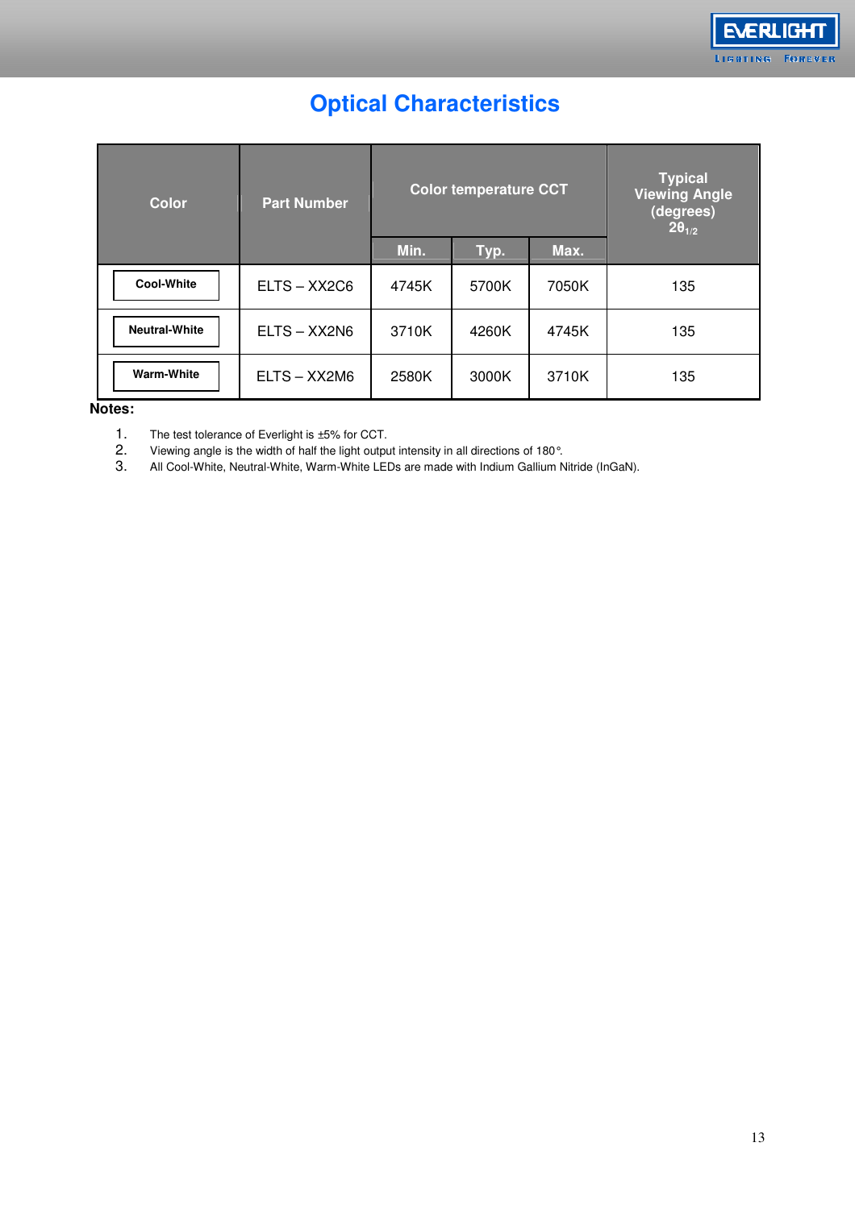# Optical Characteristics

| Color | Part Number | Color temperature CCT | | | Typical Viewing Angle (degrees) $2\theta_{1/2}$ |
|---|---|---|---|---|---|
| | | Min. | Typ. | Max. | |
| Cool-White | ELTS – XX2C6 | 4745K | 5700K | 7050K | 135 |
| Neutral-White | ELTS – XX2N6 | 3710K | 4260K | 4745K | 135 |
| Warm-White | ELTS – XX2M6 | 2580K | 3000K | 3710K | 135 |

**Notes:**

1. The test tolerance of Everlight is ±5% for CCT.
2. Viewing angle is the width of half the light output intensity in all directions of 180°.
3. All Cool-White, Neutral-White, Warm-White LEDs are made with Indium Gallium Nitride (InGaN).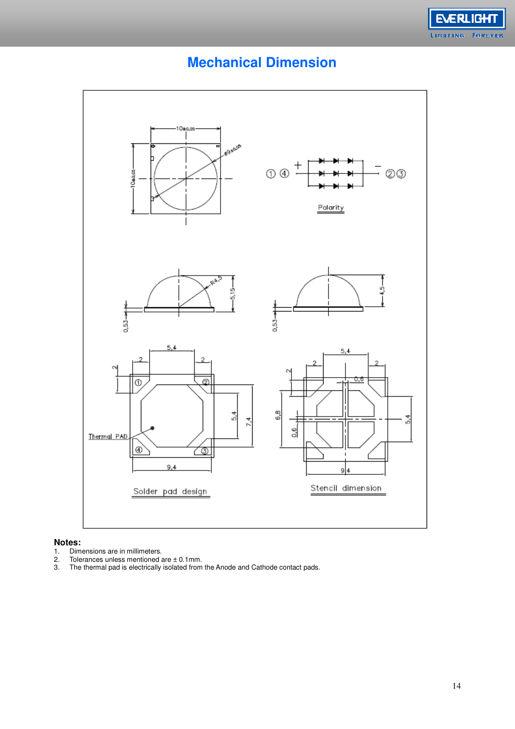## Mechanical Dimension

**Notes:**

1. Dimensions are in millimeters.
2. Tolerances unless mentioned are ± 0.1mm.
3. The thermal pad is electrically isolated from the Anode and Cathode contact pads.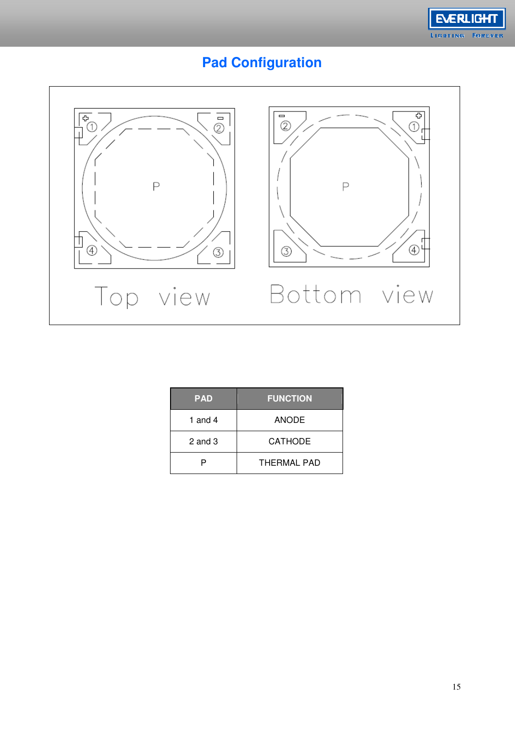## Pad Configuration

Top view

Bottom view

| PAD | FUNCTION |
|---|---|
| 1 and 4 | ANODE |
| 2 and 3 | CATHODE |
| P | THERMAL PAD |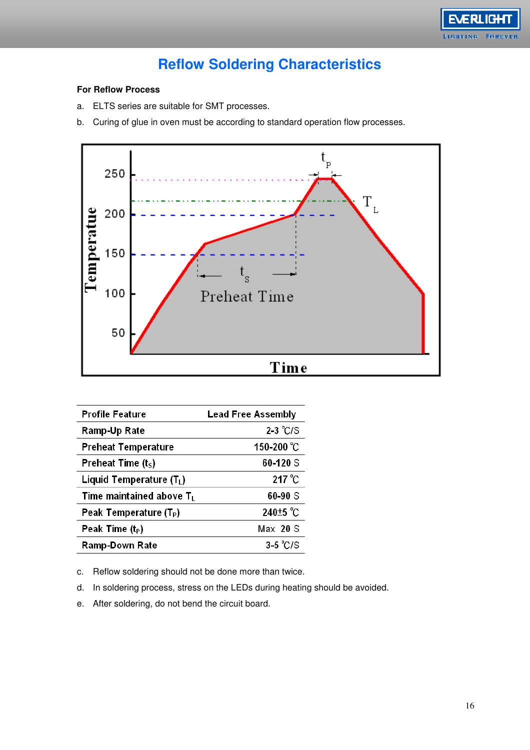# Reflow Soldering Characteristics

**For Reflow Process**

a. ELTS series are suitable for SMT processes.

b. Curing of glue in oven must be according to standard operation flow processes.

| Profile Feature | Lead Free Assembly |
|---|---|
| Ramp-Up Rate | 2-3 ℃/S |
| Preheat Temperature | 150-200 ℃ |
| Preheat Time ($t_S$) | 60-120 S |
| Liquid Temperature ($T_L$) | 217 ℃ |
| Time maintained above $T_L$ | 60-90 S |
| Peak Temperature ($T_P$) | 240±5 ℃ |
| Peak Time ($t_P$) | Max 20 S |
| Ramp-Down Rate | 3-5 ℃/S |

c. Reflow soldering should not be done more than twice.

d. In soldering process, stress on the LEDs during heating should be avoided.

e. After soldering, do not bend the circuit board.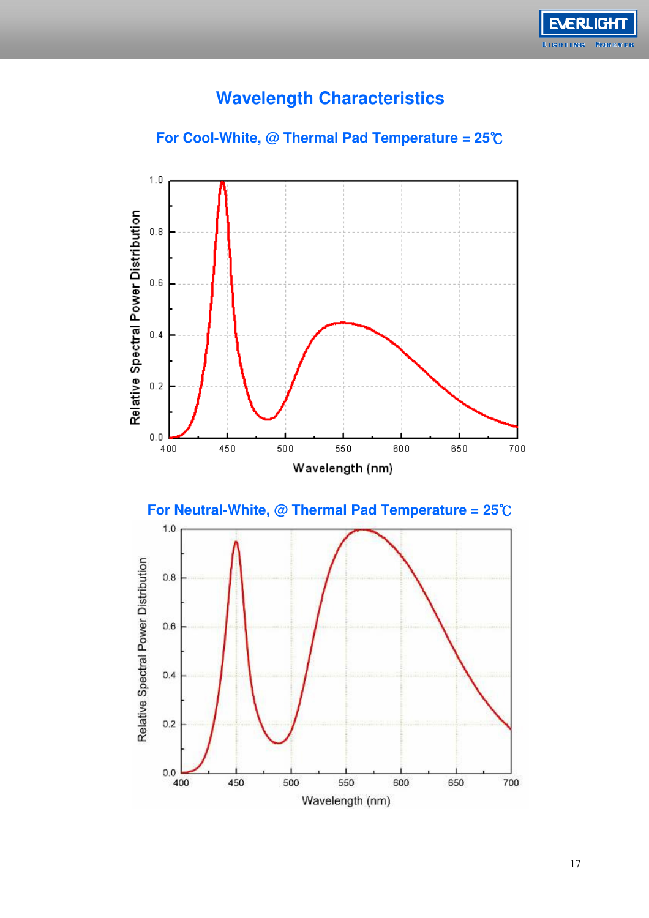# Wavelength Characteristics

## For Cool-White, @ Thermal Pad Temperature = 25℃

## For Neutral-White, @ Thermal Pad Temperature = 25℃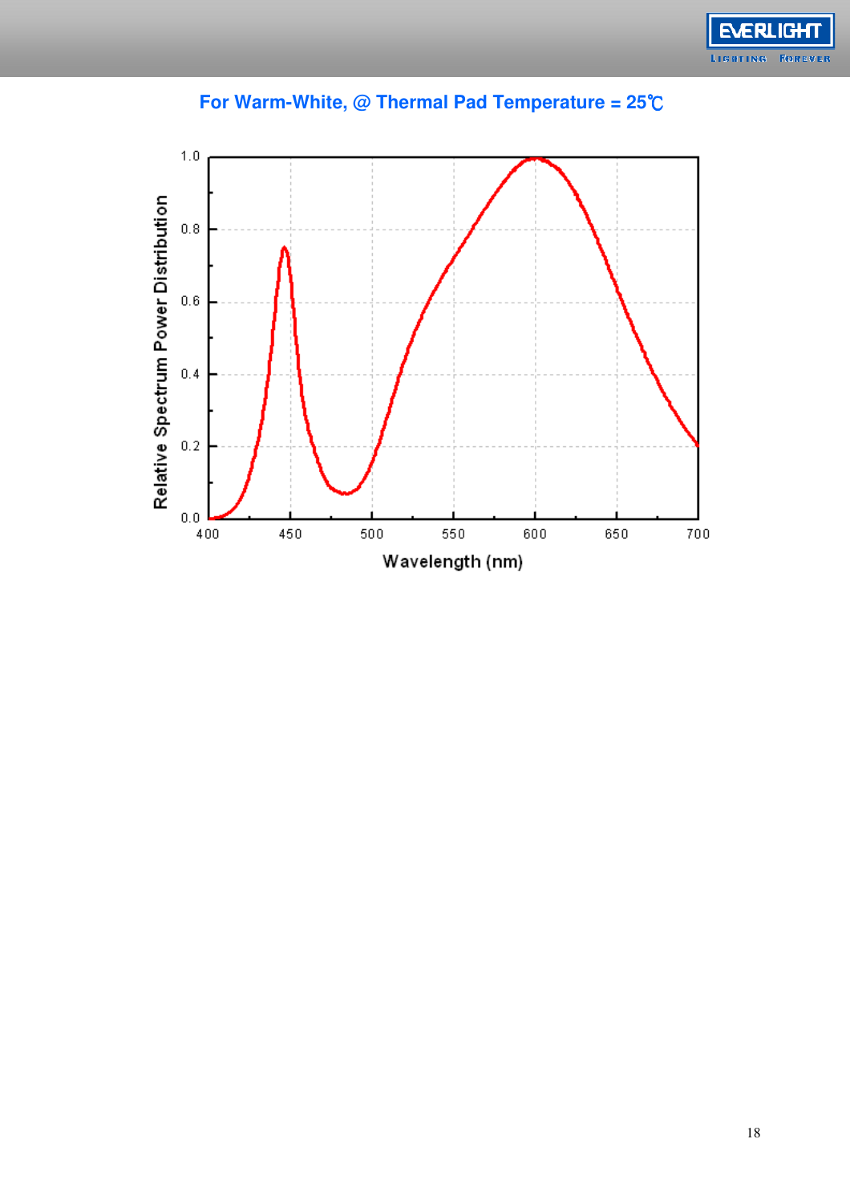**For Warm-White, @ Thermal Pad Temperature = 25℃**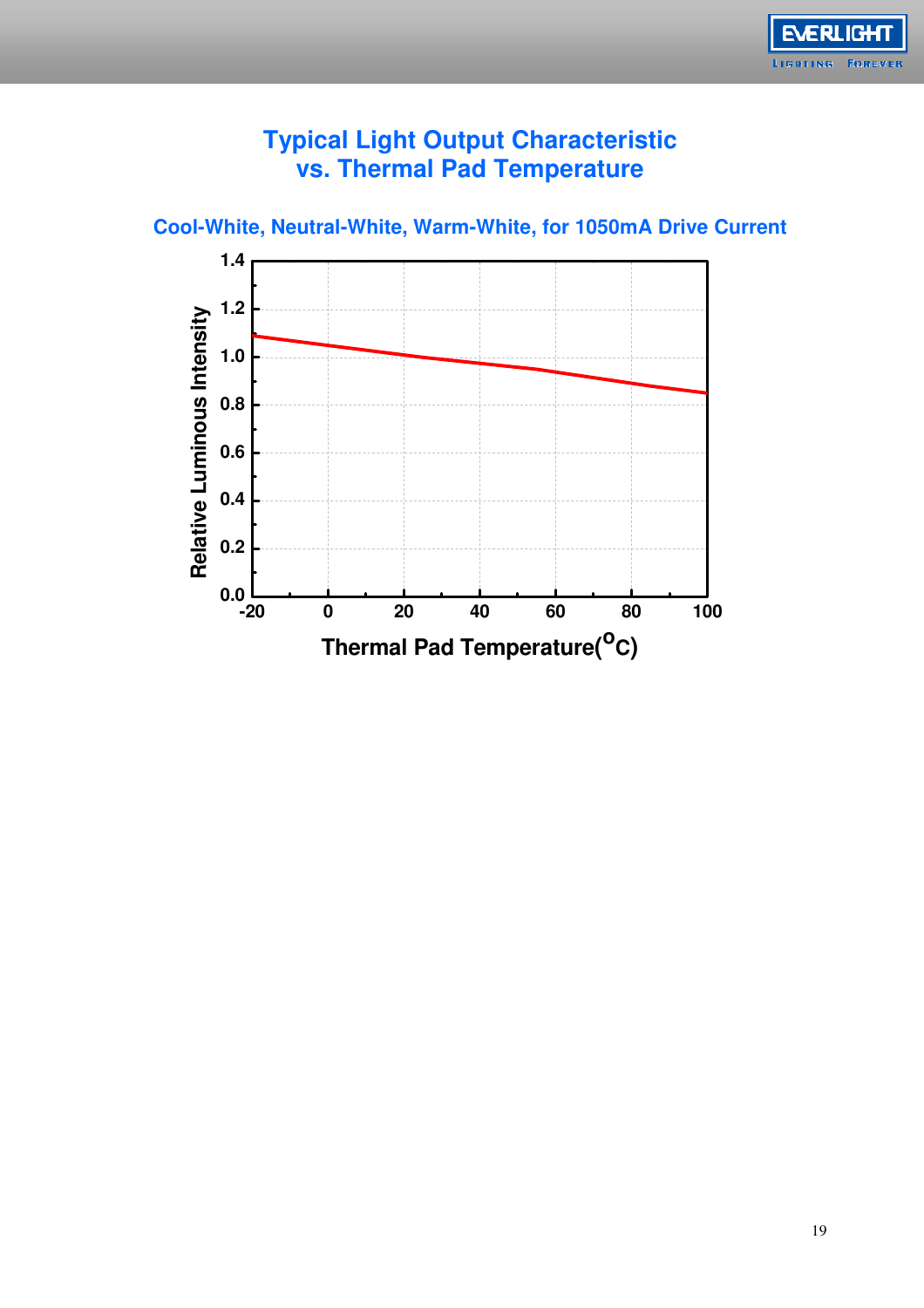# Typical Light Output Characteristic vs. Thermal Pad Temperature

## Cool-White, Neutral-White, Warm-White, for 1050mA Drive Current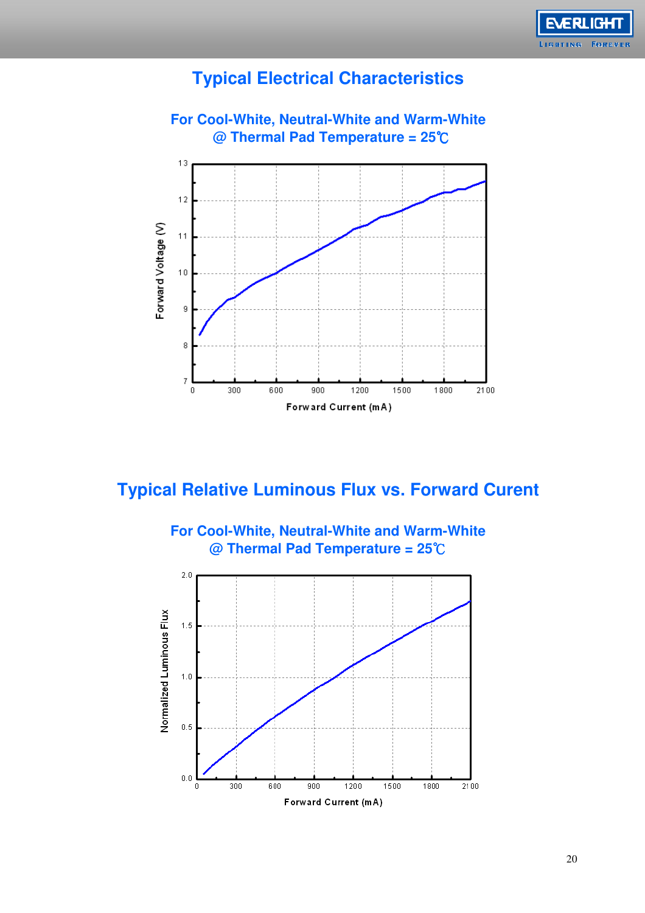## Typical Electrical Characteristics

### For Cool-White, Neutral-White and Warm-White @ Thermal Pad Temperature = 25℃

Forward Voltage (V)

Forward Current (mA)

## Typical Relative Luminous Flux vs. Forward Curent

### For Cool-White, Neutral-White and Warm-White @ Thermal Pad Temperature = 25℃

Normalized Luminous Flux

Forward Current (mA)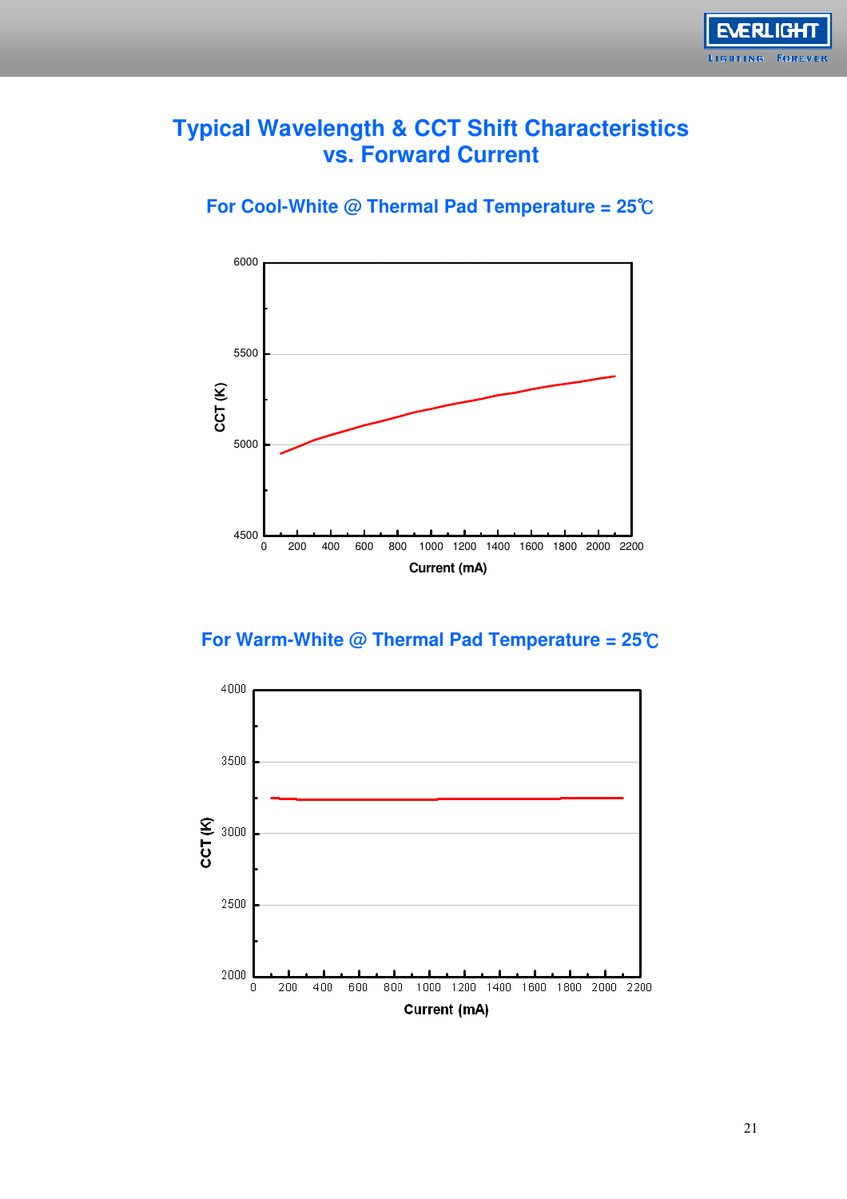# Typical Wavelength & CCT Shift Characteristics vs. Forward Current

## For Cool-White @ Thermal Pad Temperature = 25℃

## For Warm-White @ Thermal Pad Temperature = 25℃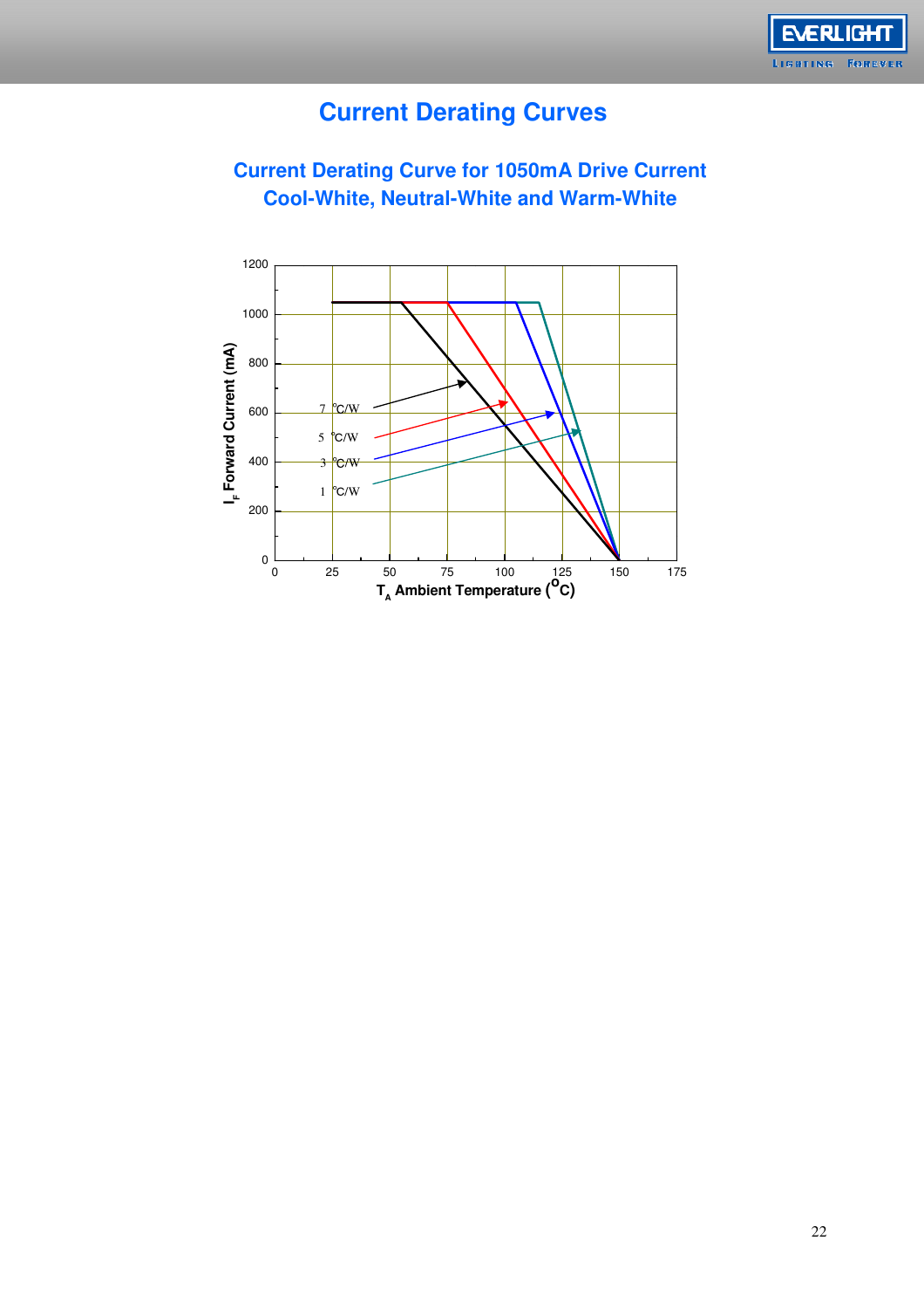# Current Derating Curves

## Current Derating Curve for 1050mA Drive Current
## Cool-White, Neutral-White and Warm-White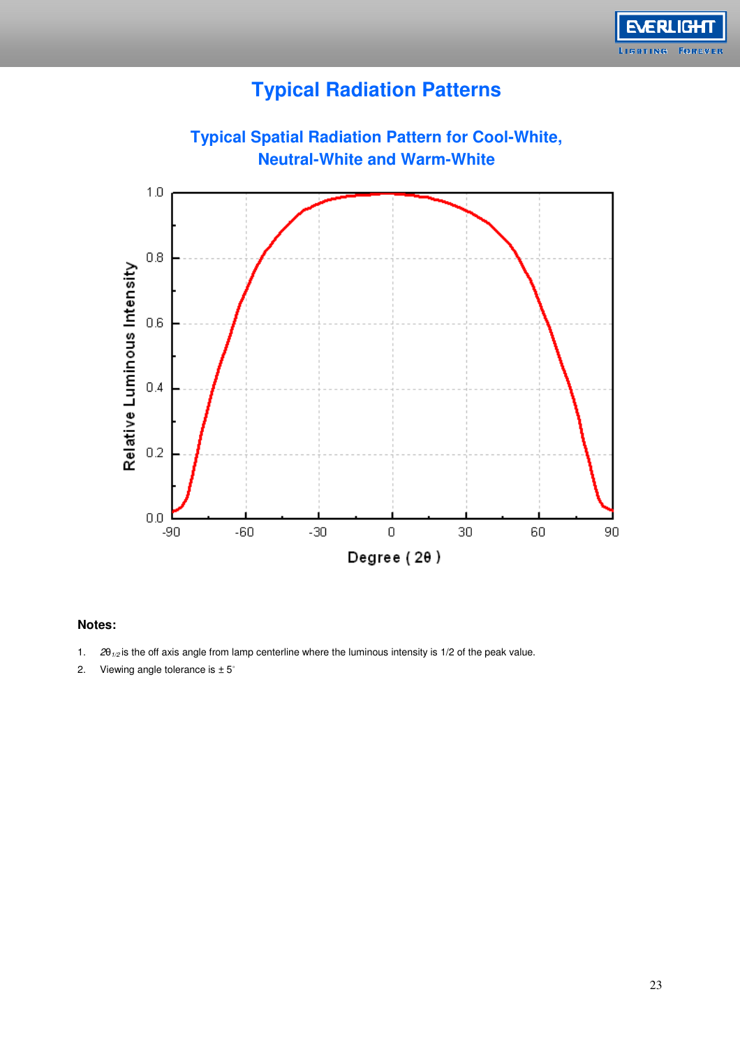# Typical Radiation Patterns

## Typical Spatial Radiation Pattern for Cool-White, Neutral-White and Warm-White

**Notes:**

1. $2\theta_{1/2}$ is the off axis angle from lamp centerline where the luminous intensity is 1/2 of the peak value.
2. Viewing angle tolerance is ± 5°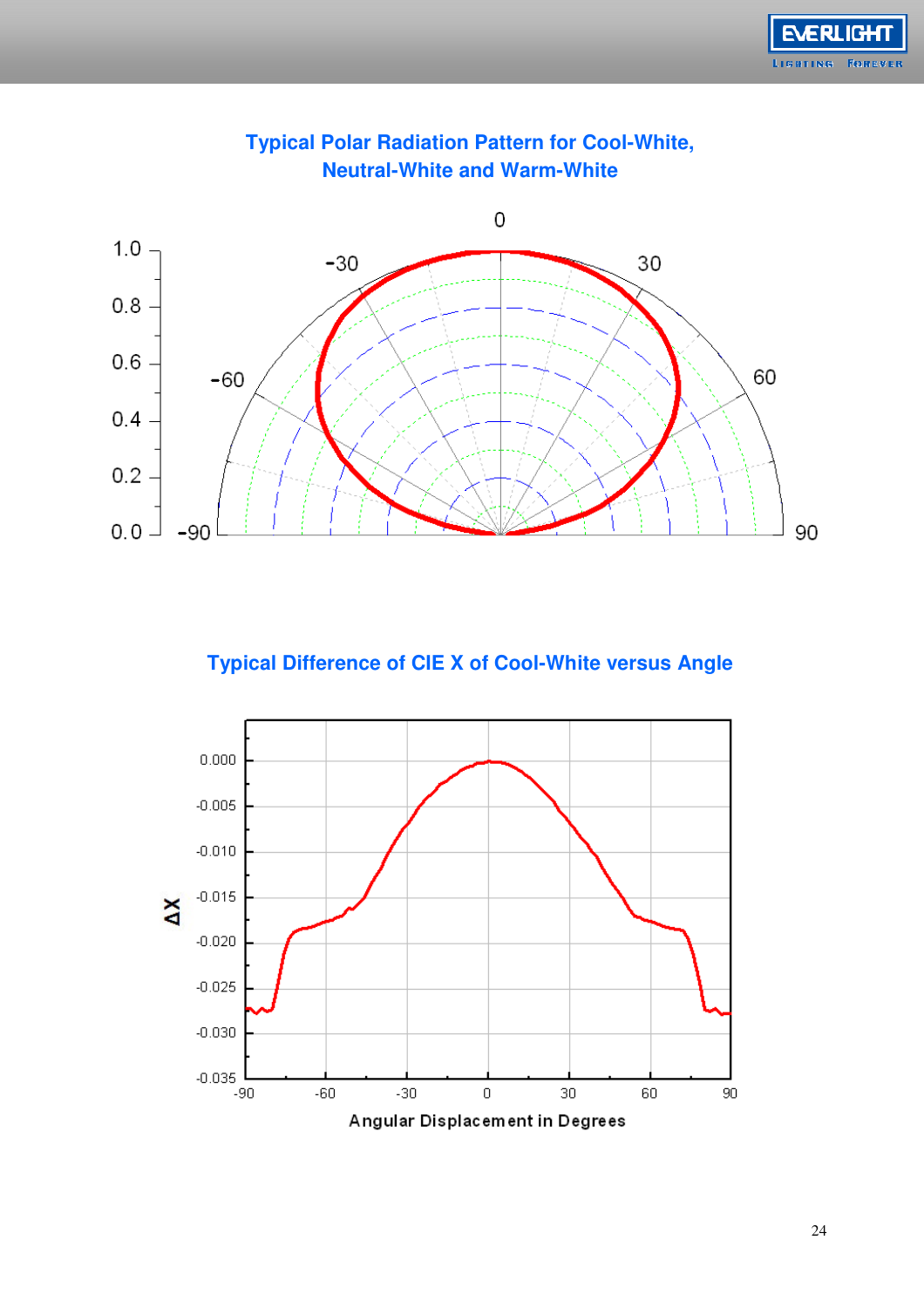### Typical Polar Radiation Pattern for Cool-White, Neutral-White and Warm-White

### Typical Difference of CIE X of Cool-White versus Angle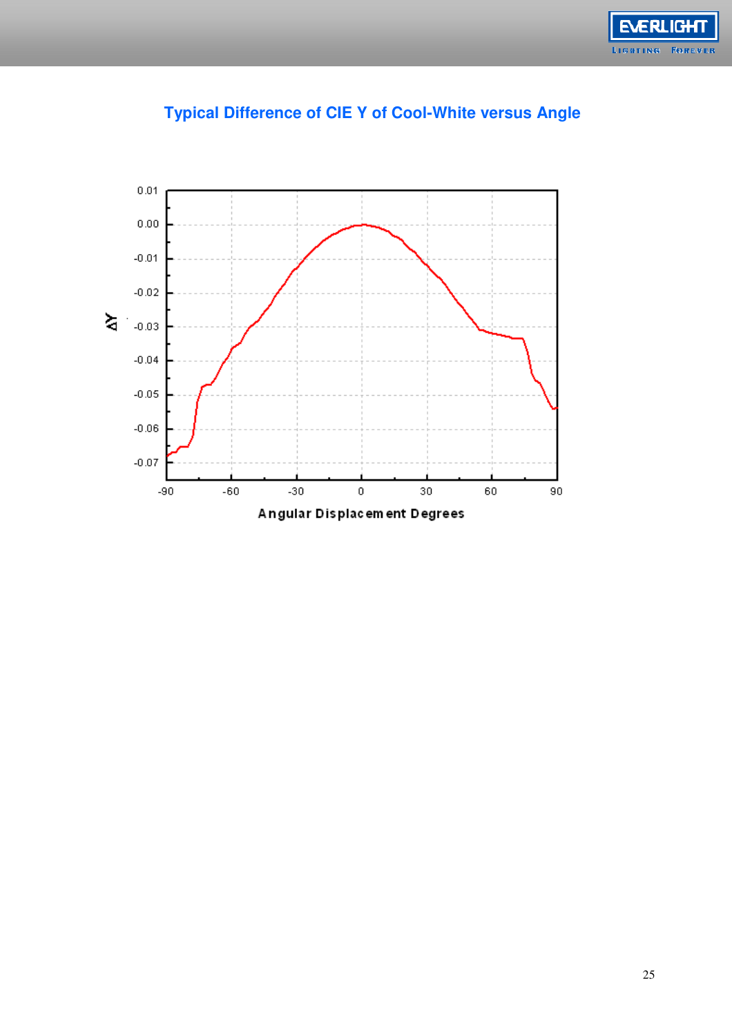## Typical Difference of CIE Y of Cool-White versus Angle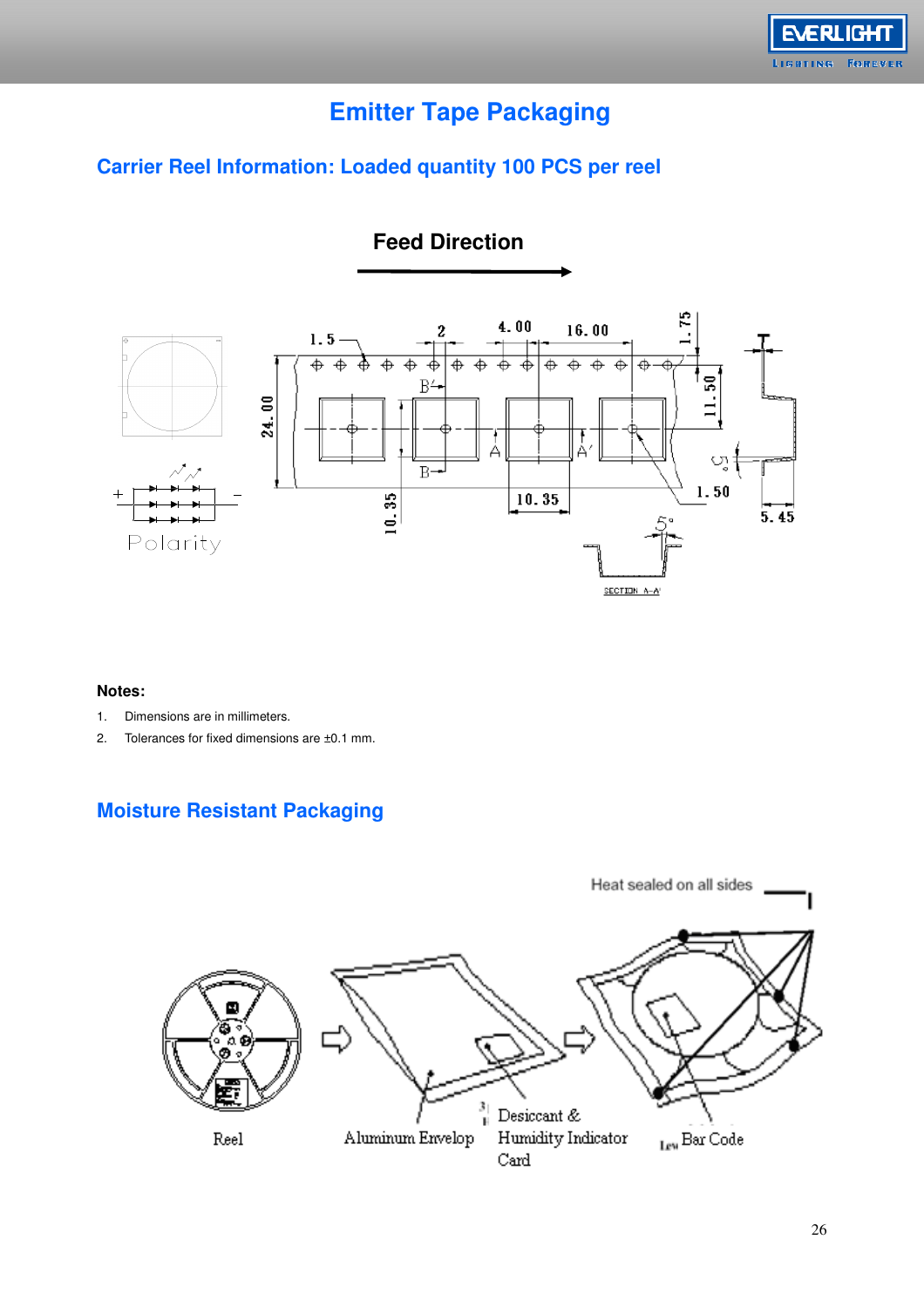# Emitter Tape Packaging

## Carrier Reel Information: Loaded quantity 100 PCS per reel

**Feed Direction**

**Notes:**

1. Dimensions are in millimeters.
2. Tolerances for fixed dimensions are ±0.1 mm.

## Moisture Resistant Packaging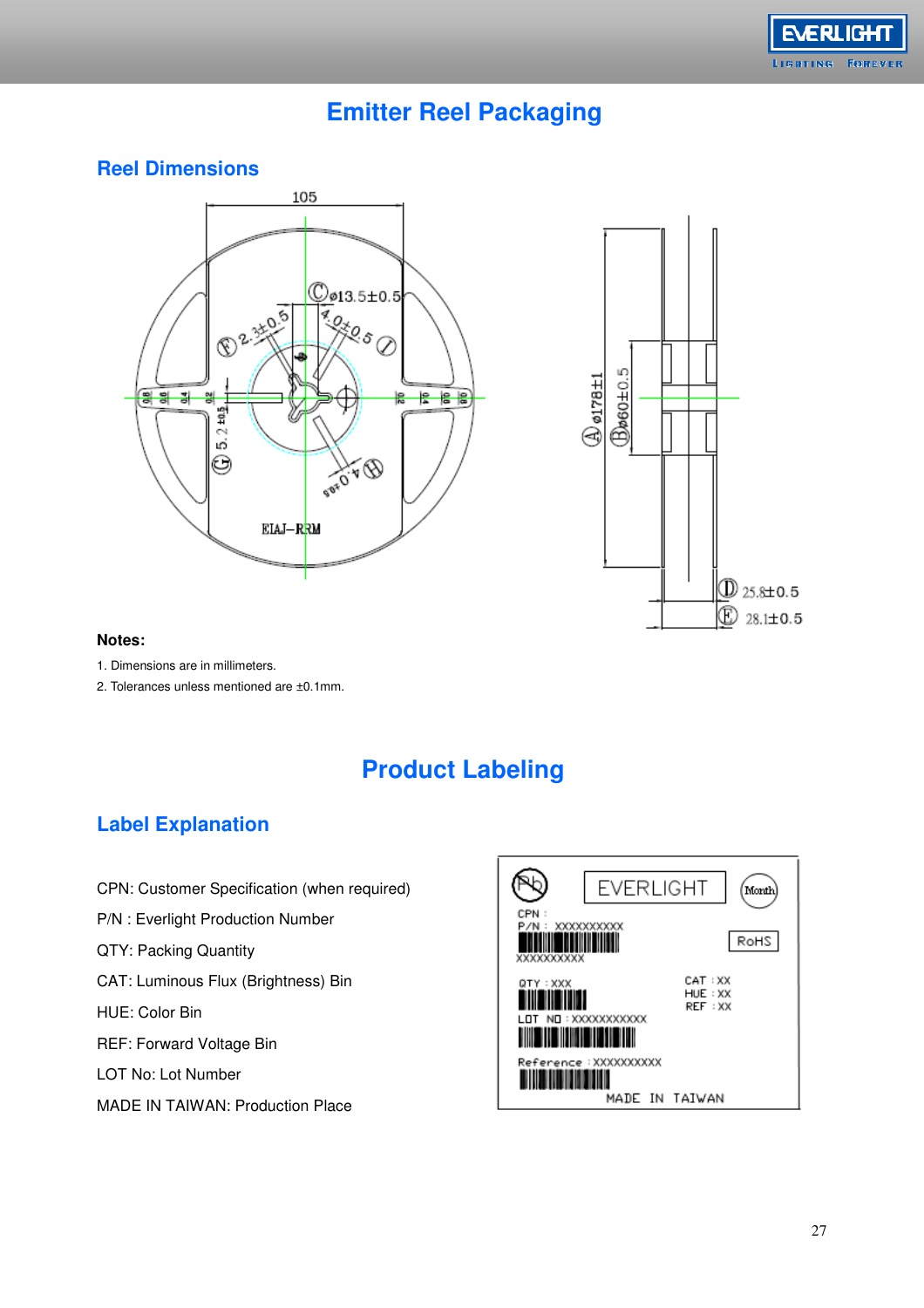# Emitter Reel Packaging

## Reel Dimensions

**Notes:**

1. Dimensions are in millimeters.
2. Tolerances unless mentioned are ±0.1mm.

# Product Labeling

## Label Explanation

CPN: Customer Specification (when required)

P/N : Everlight Production Number

QTY: Packing Quantity

CAT: Luminous Flux (Brightness) Bin

HUE: Color Bin

REF: Forward Voltage Bin

LOT No: Lot Number

MADE IN TAIWAN: Production Place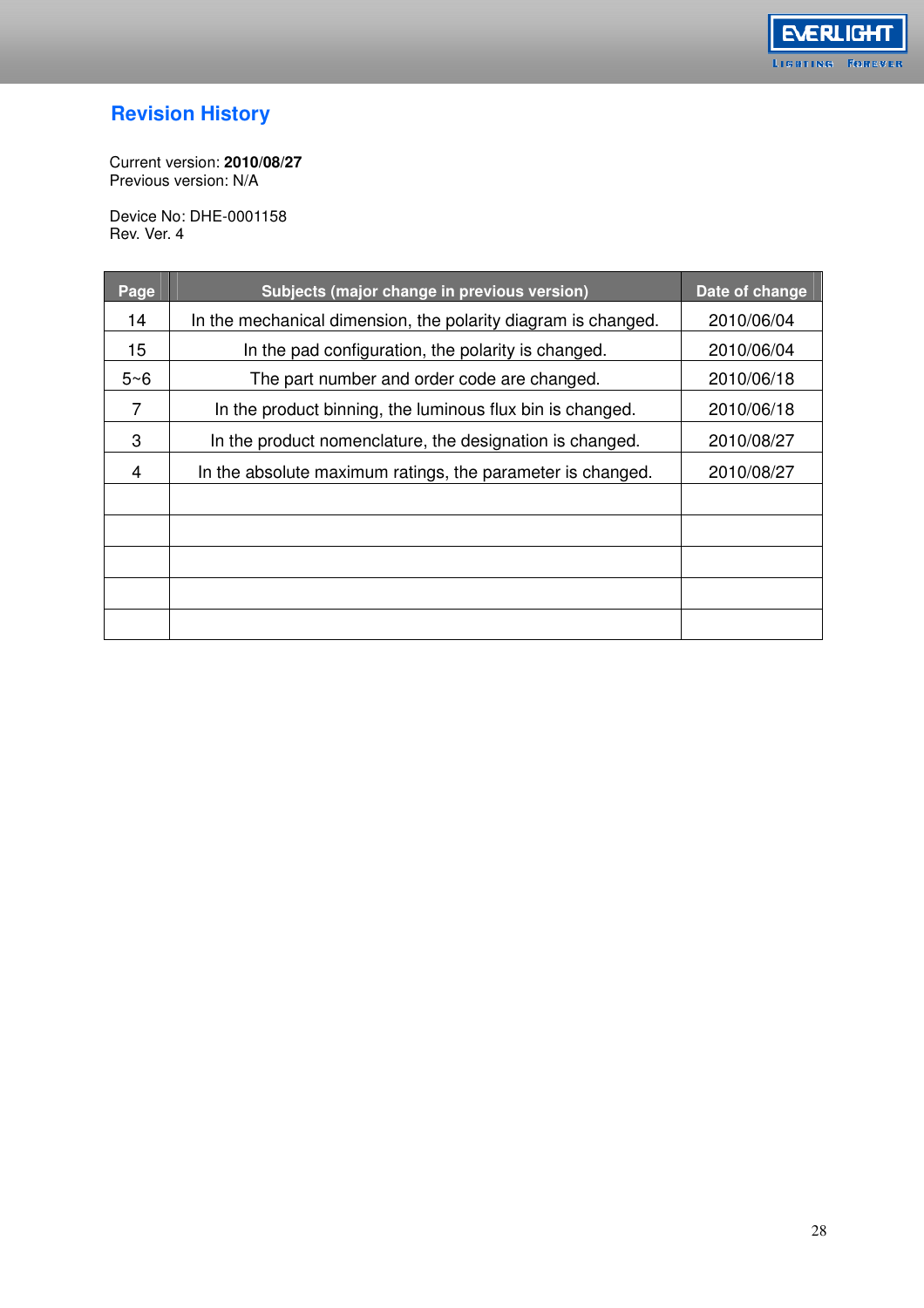## Revision History

Current version: **2010/08/27**
Previous version: N/A

Device No: DHE-0001158
Rev. Ver. 4

| Page | Subjects (major change in previous version) | Date of change |
| --- | --- | --- |
| 14 | In the mechanical dimension, the polarity diagram is changed. | 2010/06/04 |
| 15 | In the pad configuration, the polarity is changed. | 2010/06/04 |
| 5~6 | The part number and order code are changed. | 2010/06/18 |
| 7 | In the product binning, the luminous flux bin is changed. | 2010/06/18 |
| 3 | In the product nomenclature, the designation is changed. | 2010/08/27 |
| 4 | In the absolute maximum ratings, the parameter is changed. | 2010/08/27 |
| | | |
| | | |
| | | |
| | | |
| | | |